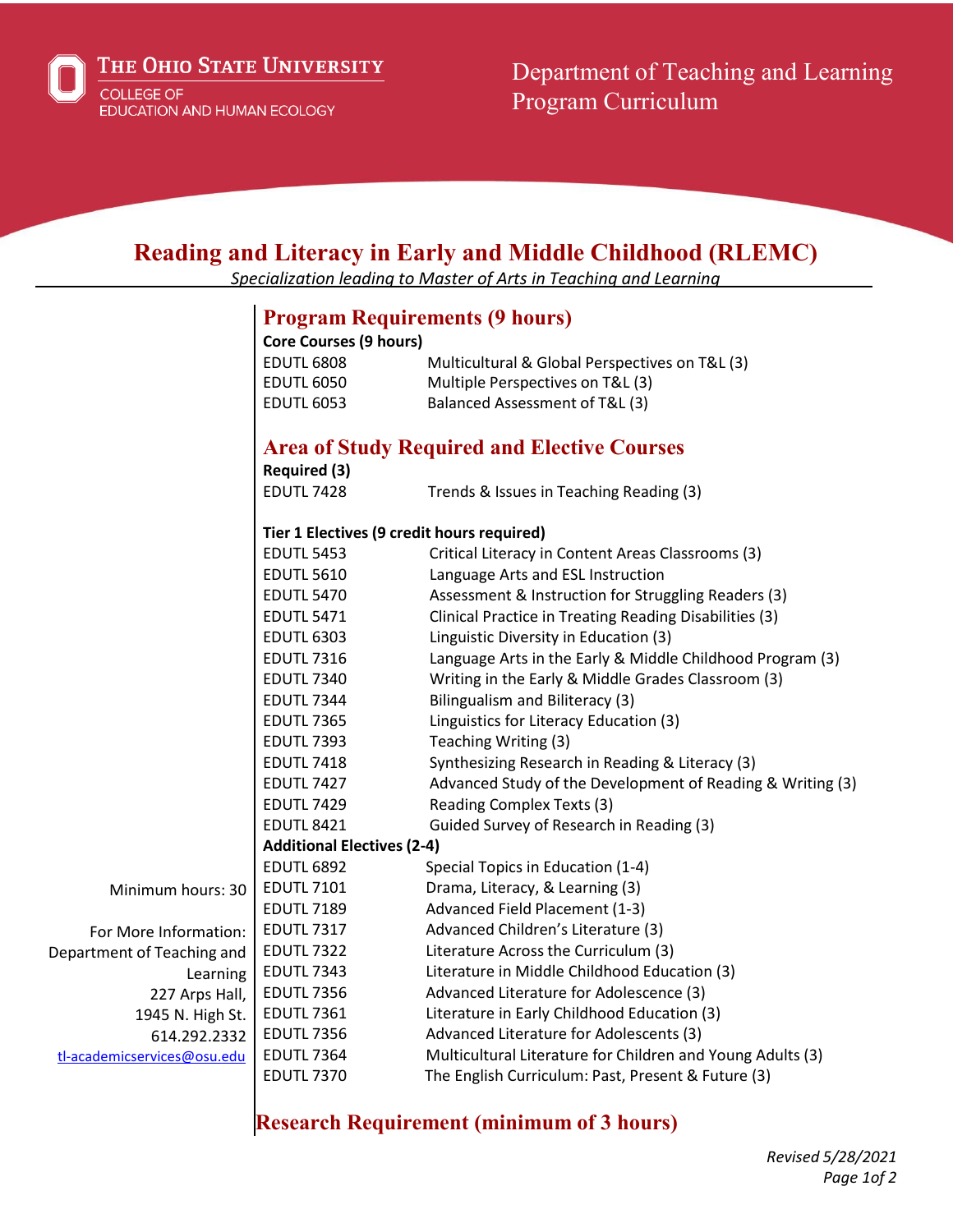The Ohio State University
College of Education and Human Ecology

Department of Teaching and Learning
Program Curriculum

# Reading and Literacy in Early and Middle Childhood (RLEMC)

*Specialization leading to Master of Arts in Teaching and Learning*

## Program Requirements (9 hours)

**Core Courses (9 hours)**

| | |
|---|---|
| EDUTL 6808 | Multicultural & Global Perspectives on T&L (3) |
| EDUTL 6050 | Multiple Perspectives on T&L (3) |
| EDUTL 6053 | Balanced Assessment of T&L (3) |

## Area of Study Required and Elective Courses

**Required (3)**

| | |
|---|---|
| EDUTL 7428 | Trends & Issues in Teaching Reading (3) |

**Tier 1 Electives (9 credit hours required)**

| | |
|---|---|
| EDUTL 5453 | Critical Literacy in Content Areas Classrooms (3) |
| EDUTL 5610 | Language Arts and ESL Instruction |
| EDUTL 5470 | Assessment & Instruction for Struggling Readers (3) |
| EDUTL 5471 | Clinical Practice in Treating Reading Disabilities (3) |
| EDUTL 6303 | Linguistic Diversity in Education (3) |
| EDUTL 7316 | Language Arts in the Early & Middle Childhood Program (3) |
| EDUTL 7340 | Writing in the Early & Middle Grades Classroom (3) |
| EDUTL 7344 | Bilingualism and Biliteracy (3) |
| EDUTL 7365 | Linguistics for Literacy Education (3) |
| EDUTL 7393 | Teaching Writing (3) |
| EDUTL 7418 | Synthesizing Research in Reading & Literacy (3) |
| EDUTL 7427 | Advanced Study of the Development of Reading & Writing (3) |
| EDUTL 7429 | Reading Complex Texts (3) |
| EDUTL 8421 | Guided Survey of Research in Reading (3) |

**Additional Electives (2-4)**

| | |
|---|---|
| EDUTL 6892 | Special Topics in Education (1-4) |
| EDUTL 7101 | Drama, Literacy, & Learning (3) |
| EDUTL 7189 | Advanced Field Placement (1-3) |
| EDUTL 7317 | Advanced Children's Literature (3) |
| EDUTL 7322 | Literature Across the Curriculum (3) |
| EDUTL 7343 | Literature in Middle Childhood Education (3) |
| EDUTL 7356 | Advanced Literature for Adolescence (3) |
| EDUTL 7361 | Literature in Early Childhood Education (3) |
| EDUTL 7356 | Advanced Literature for Adolescents (3) |
| EDUTL 7364 | Multicultural Literature for Children and Young Adults (3) |
| EDUTL 7370 | The English Curriculum: Past, Present & Future (3) |

## Research Requirement (minimum of 3 hours)

Minimum hours: 30

For More Information:
Department of Teaching and Learning
227 Arps Hall,
1945 N. High St.
614.292.2332
tl-academicservices@osu.edu

*Revised 5/28/2021*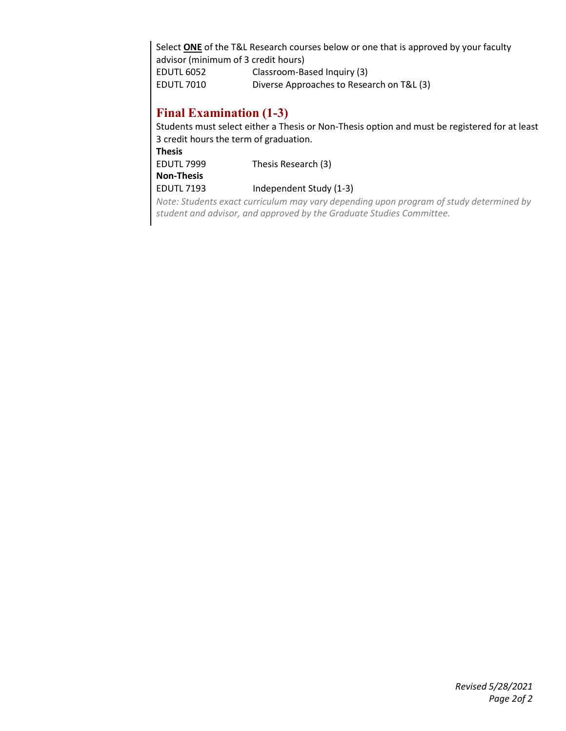Select **ONE** of the T&L Research courses below or one that is approved by your faculty advisor (minimum of 3 credit hours)

| | |
|---|---|
| EDUTL 6052 | Classroom-Based Inquiry (3) |
| EDUTL 7010 | Diverse Approaches to Research on T&L (3) |

## Final Examination (1-3)

Students must select either a Thesis or Non-Thesis option and must be registered for at least 3 credit hours the term of graduation.

**Thesis**

| | |
|---|---|
| EDUTL 7999 | Thesis Research (3) |

**Non-Thesis**

| | |
|---|---|
| EDUTL 7193 | Independent Study (1-3) |

*Note: Students exact curriculum may vary depending upon program of study determined by student and advisor, and approved by the Graduate Studies Committee.*

*Revised 5/28/2021*